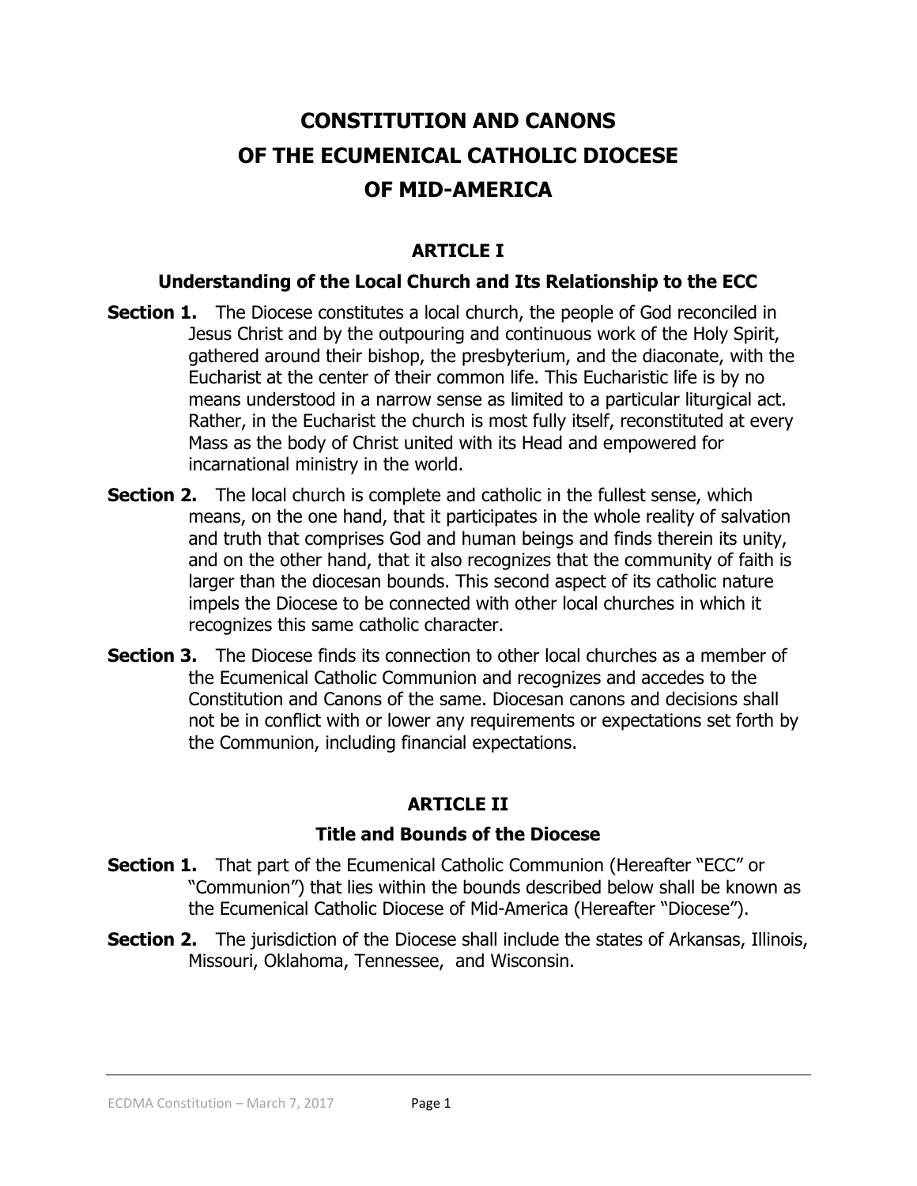# CONSTITUTION AND CANONS OF THE ECUMENICAL CATHOLIC DIOCESE OF MID-AMERICA

## ARTICLE I

### Understanding of the Local Church and Its Relationship to the ECC

**Section 1.** The Diocese constitutes a local church, the people of God reconciled in Jesus Christ and by the outpouring and continuous work of the Holy Spirit, gathered around their bishop, the presbyterium, and the diaconate, with the Eucharist at the center of their common life. This Eucharistic life is by no means understood in a narrow sense as limited to a particular liturgical act. Rather, in the Eucharist the church is most fully itself, reconstituted at every Mass as the body of Christ united with its Head and empowered for incarnational ministry in the world.

**Section 2.** The local church is complete and catholic in the fullest sense, which means, on the one hand, that it participates in the whole reality of salvation and truth that comprises God and human beings and finds therein its unity, and on the other hand, that it also recognizes that the community of faith is larger than the diocesan bounds. This second aspect of its catholic nature impels the Diocese to be connected with other local churches in which it recognizes this same catholic character.

**Section 3.** The Diocese finds its connection to other local churches as a member of the Ecumenical Catholic Communion and recognizes and accedes to the Constitution and Canons of the same. Diocesan canons and decisions shall not be in conflict with or lower any requirements or expectations set forth by the Communion, including financial expectations.

## ARTICLE II

### Title and Bounds of the Diocese

**Section 1.** That part of the Ecumenical Catholic Communion (Hereafter "ECC" or "Communion") that lies within the bounds described below shall be known as the Ecumenical Catholic Diocese of Mid-America (Hereafter "Diocese").

**Section 2.** The jurisdiction of the Diocese shall include the states of Arkansas, Illinois, Missouri, Oklahoma, Tennessee, and Wisconsin.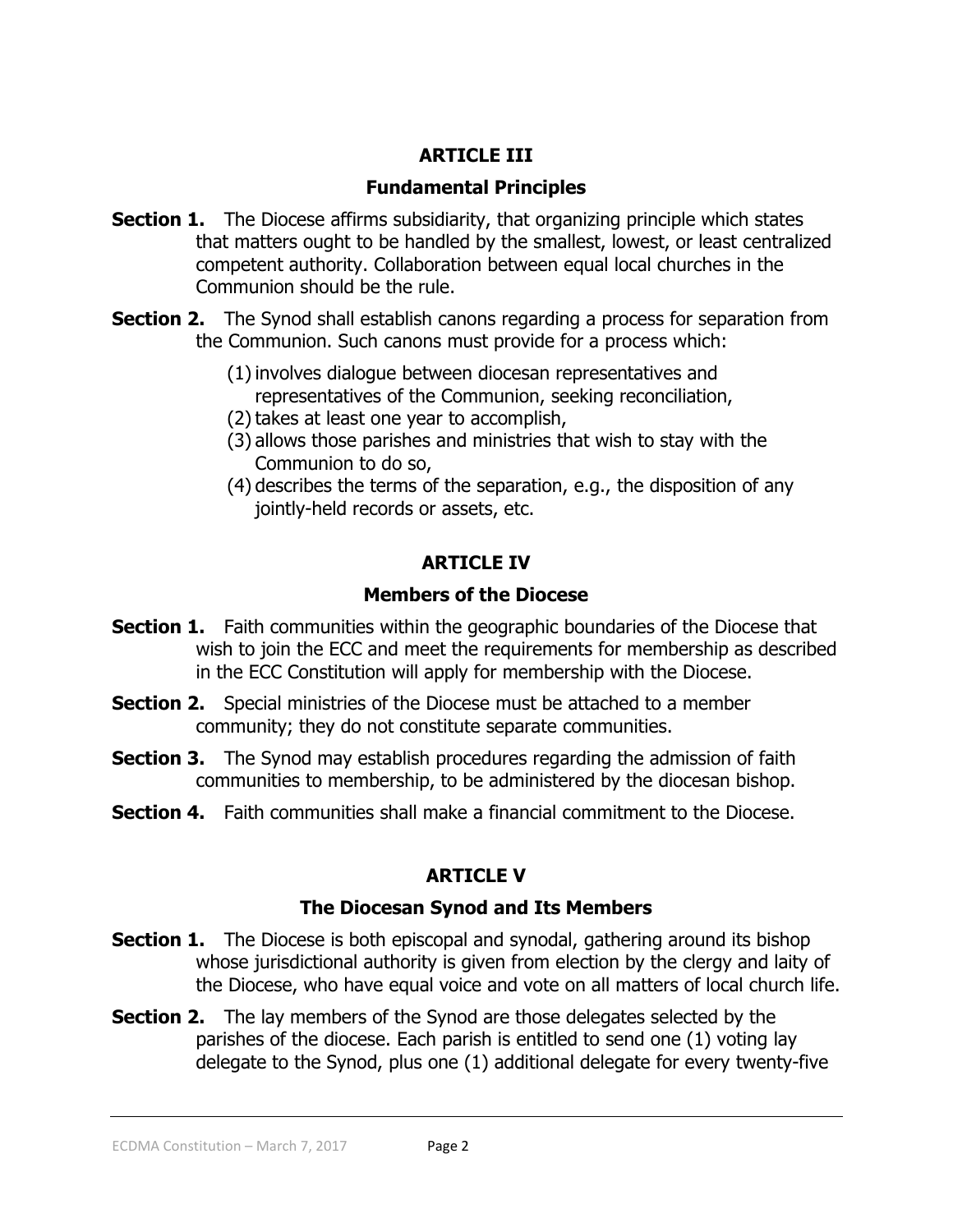## ARTICLE III

### Fundamental Principles

**Section 1.** The Diocese affirms subsidiarity, that organizing principle which states that matters ought to be handled by the smallest, lowest, or least centralized competent authority. Collaboration between equal local churches in the Communion should be the rule.

**Section 2.** The Synod shall establish canons regarding a process for separation from the Communion. Such canons must provide for a process which:

(1) involves dialogue between diocesan representatives and representatives of the Communion, seeking reconciliation,
(2) takes at least one year to accomplish,
(3) allows those parishes and ministries that wish to stay with the Communion to do so,
(4) describes the terms of the separation, e.g., the disposition of any jointly-held records or assets, etc.

## ARTICLE IV

### Members of the Diocese

**Section 1.** Faith communities within the geographic boundaries of the Diocese that wish to join the ECC and meet the requirements for membership as described in the ECC Constitution will apply for membership with the Diocese.

**Section 2.** Special ministries of the Diocese must be attached to a member community; they do not constitute separate communities.

**Section 3.** The Synod may establish procedures regarding the admission of faith communities to membership, to be administered by the diocesan bishop.

**Section 4.** Faith communities shall make a financial commitment to the Diocese.

## ARTICLE V

### The Diocesan Synod and Its Members

**Section 1.** The Diocese is both episcopal and synodal, gathering around its bishop whose jurisdictional authority is given from election by the clergy and laity of the Diocese, who have equal voice and vote on all matters of local church life.

**Section 2.** The lay members of the Synod are those delegates selected by the parishes of the diocese. Each parish is entitled to send one (1) voting lay delegate to the Synod, plus one (1) additional delegate for every twenty-five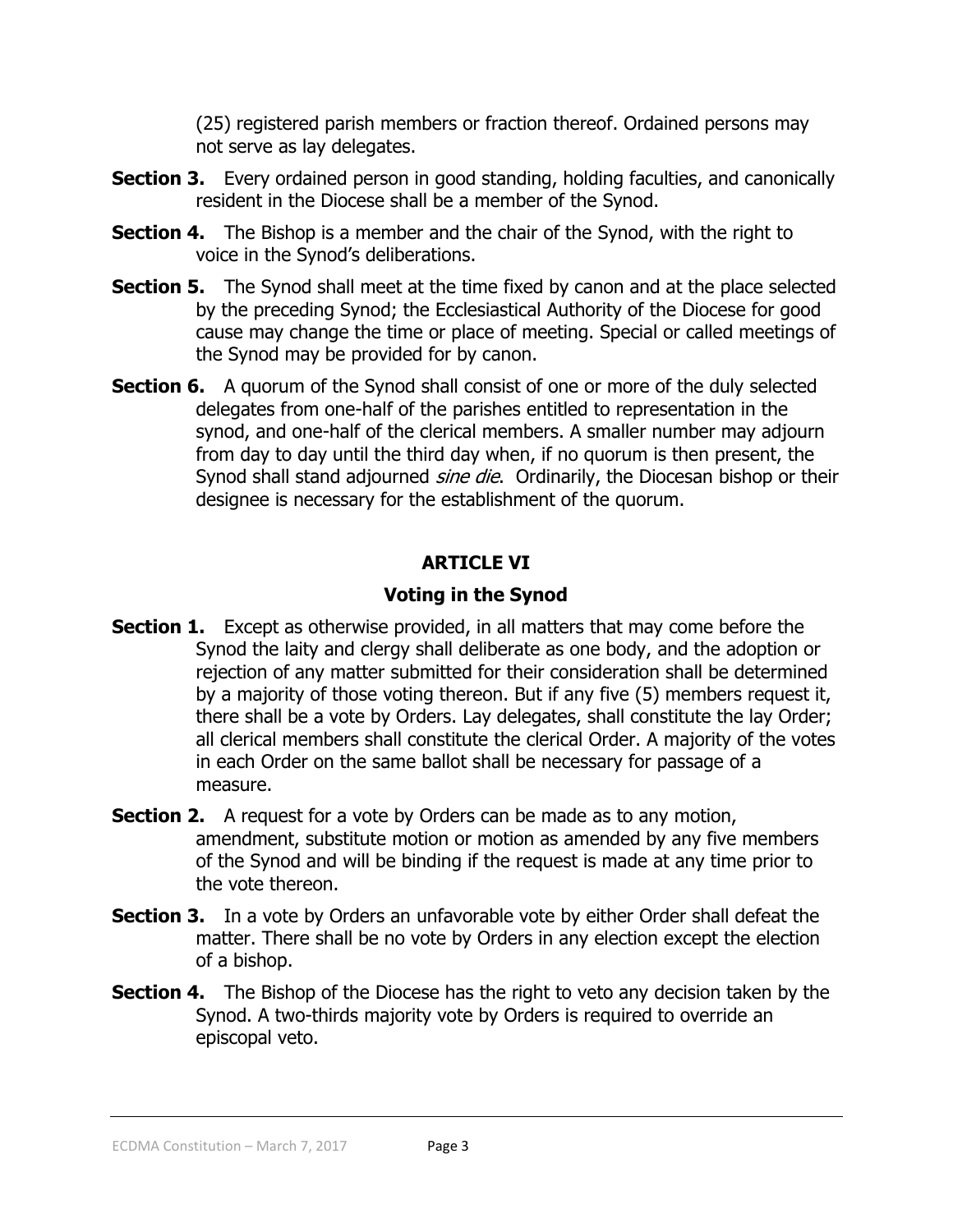(25) registered parish members or fraction thereof. Ordained persons may not serve as lay delegates.

**Section 3.** Every ordained person in good standing, holding faculties, and canonically resident in the Diocese shall be a member of the Synod.

**Section 4.** The Bishop is a member and the chair of the Synod, with the right to voice in the Synod's deliberations.

**Section 5.** The Synod shall meet at the time fixed by canon and at the place selected by the preceding Synod; the Ecclesiastical Authority of the Diocese for good cause may change the time or place of meeting. Special or called meetings of the Synod may be provided for by canon.

**Section 6.** A quorum of the Synod shall consist of one or more of the duly selected delegates from one-half of the parishes entitled to representation in the synod, and one-half of the clerical members. A smaller number may adjourn from day to day until the third day when, if no quorum is then present, the Synod shall stand adjourned *sine die*. Ordinarily, the Diocesan bishop or their designee is necessary for the establishment of the quorum.

## ARTICLE VI

## Voting in the Synod

**Section 1.** Except as otherwise provided, in all matters that may come before the Synod the laity and clergy shall deliberate as one body, and the adoption or rejection of any matter submitted for their consideration shall be determined by a majority of those voting thereon. But if any five (5) members request it, there shall be a vote by Orders. Lay delegates, shall constitute the lay Order; all clerical members shall constitute the clerical Order. A majority of the votes in each Order on the same ballot shall be necessary for passage of a measure.

**Section 2.** A request for a vote by Orders can be made as to any motion, amendment, substitute motion or motion as amended by any five members of the Synod and will be binding if the request is made at any time prior to the vote thereon.

**Section 3.** In a vote by Orders an unfavorable vote by either Order shall defeat the matter. There shall be no vote by Orders in any election except the election of a bishop.

**Section 4.** The Bishop of the Diocese has the right to veto any decision taken by the Synod. A two-thirds majority vote by Orders is required to override an episcopal veto.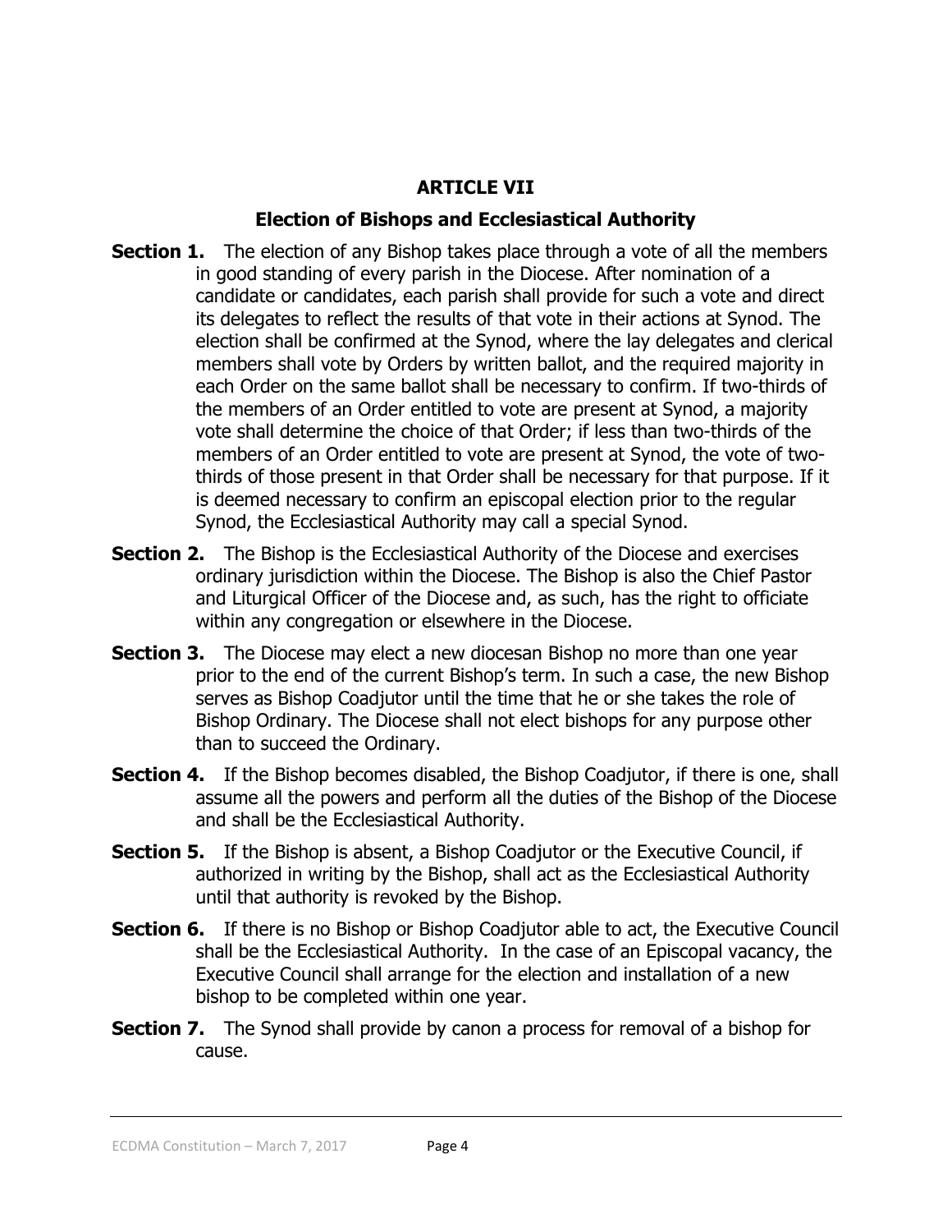## ARTICLE VII

### Election of Bishops and Ecclesiastical Authority

**Section 1.** The election of any Bishop takes place through a vote of all the members in good standing of every parish in the Diocese. After nomination of a candidate or candidates, each parish shall provide for such a vote and direct its delegates to reflect the results of that vote in their actions at Synod. The election shall be confirmed at the Synod, where the lay delegates and clerical members shall vote by Orders by written ballot, and the required majority in each Order on the same ballot shall be necessary to confirm. If two-thirds of the members of an Order entitled to vote are present at Synod, a majority vote shall determine the choice of that Order; if less than two-thirds of the members of an Order entitled to vote are present at Synod, the vote of two-thirds of those present in that Order shall be necessary for that purpose. If it is deemed necessary to confirm an episcopal election prior to the regular Synod, the Ecclesiastical Authority may call a special Synod.

**Section 2.** The Bishop is the Ecclesiastical Authority of the Diocese and exercises ordinary jurisdiction within the Diocese. The Bishop is also the Chief Pastor and Liturgical Officer of the Diocese and, as such, has the right to officiate within any congregation or elsewhere in the Diocese.

**Section 3.** The Diocese may elect a new diocesan Bishop no more than one year prior to the end of the current Bishop's term. In such a case, the new Bishop serves as Bishop Coadjutor until the time that he or she takes the role of Bishop Ordinary. The Diocese shall not elect bishops for any purpose other than to succeed the Ordinary.

**Section 4.** If the Bishop becomes disabled, the Bishop Coadjutor, if there is one, shall assume all the powers and perform all the duties of the Bishop of the Diocese and shall be the Ecclesiastical Authority.

**Section 5.** If the Bishop is absent, a Bishop Coadjutor or the Executive Council, if authorized in writing by the Bishop, shall act as the Ecclesiastical Authority until that authority is revoked by the Bishop.

**Section 6.** If there is no Bishop or Bishop Coadjutor able to act, the Executive Council shall be the Ecclesiastical Authority. In the case of an Episcopal vacancy, the Executive Council shall arrange for the election and installation of a new bishop to be completed within one year.

**Section 7.** The Synod shall provide by canon a process for removal of a bishop for cause.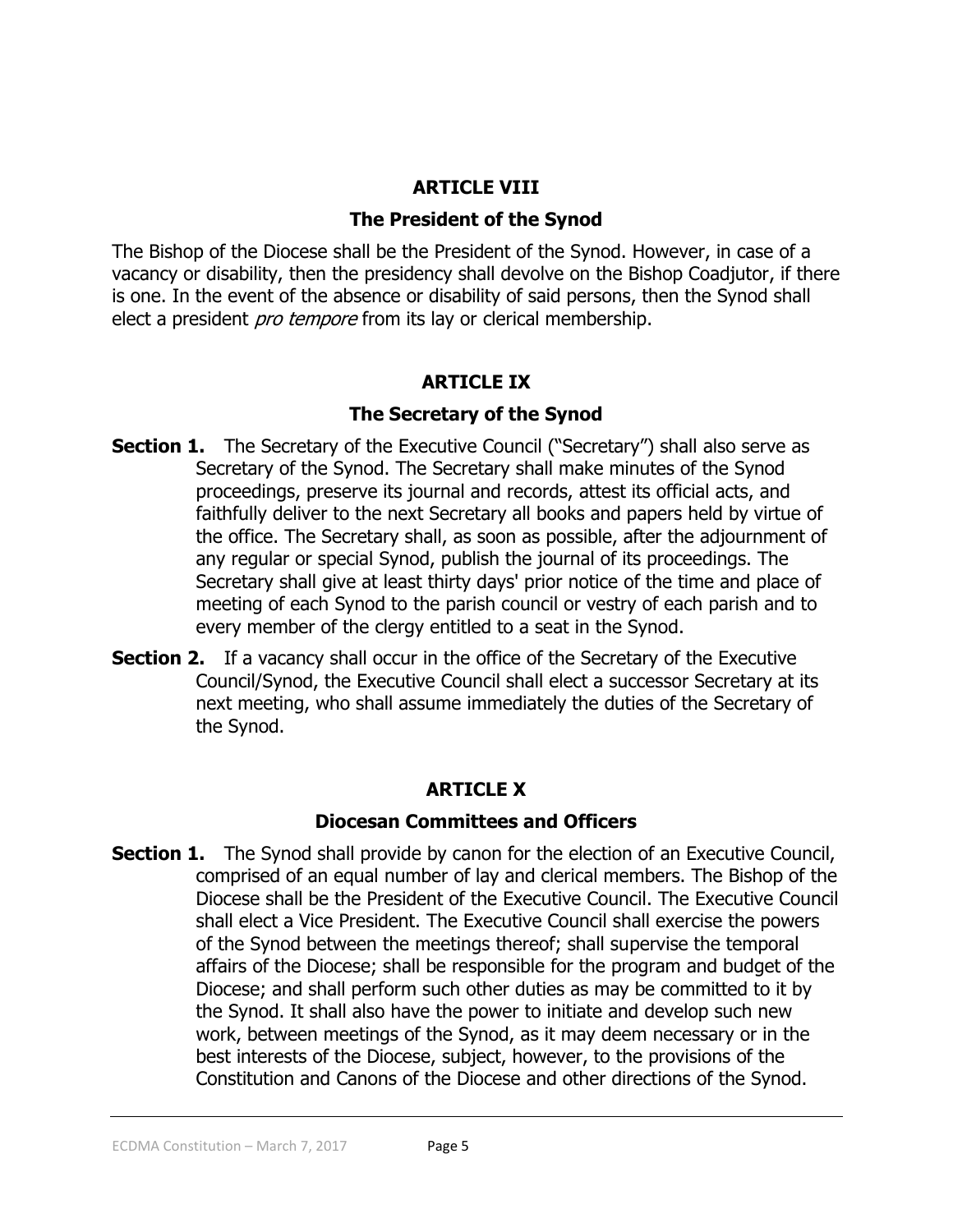## ARTICLE VIII

### The President of the Synod

The Bishop of the Diocese shall be the President of the Synod. However, in case of a vacancy or disability, then the presidency shall devolve on the Bishop Coadjutor, if there is one. In the event of the absence or disability of said persons, then the Synod shall elect a president *pro tempore* from its lay or clerical membership.

## ARTICLE IX

### The Secretary of the Synod

**Section 1.** The Secretary of the Executive Council ("Secretary") shall also serve as Secretary of the Synod. The Secretary shall make minutes of the Synod proceedings, preserve its journal and records, attest its official acts, and faithfully deliver to the next Secretary all books and papers held by virtue of the office. The Secretary shall, as soon as possible, after the adjournment of any regular or special Synod, publish the journal of its proceedings. The Secretary shall give at least thirty days' prior notice of the time and place of meeting of each Synod to the parish council or vestry of each parish and to every member of the clergy entitled to a seat in the Synod.

**Section 2.** If a vacancy shall occur in the office of the Secretary of the Executive Council/Synod, the Executive Council shall elect a successor Secretary at its next meeting, who shall assume immediately the duties of the Secretary of the Synod.

## ARTICLE X

### Diocesan Committees and Officers

**Section 1.** The Synod shall provide by canon for the election of an Executive Council, comprised of an equal number of lay and clerical members. The Bishop of the Diocese shall be the President of the Executive Council. The Executive Council shall elect a Vice President. The Executive Council shall exercise the powers of the Synod between the meetings thereof; shall supervise the temporal affairs of the Diocese; shall be responsible for the program and budget of the Diocese; and shall perform such other duties as may be committed to it by the Synod. It shall also have the power to initiate and develop such new work, between meetings of the Synod, as it may deem necessary or in the best interests of the Diocese, subject, however, to the provisions of the Constitution and Canons of the Diocese and other directions of the Synod.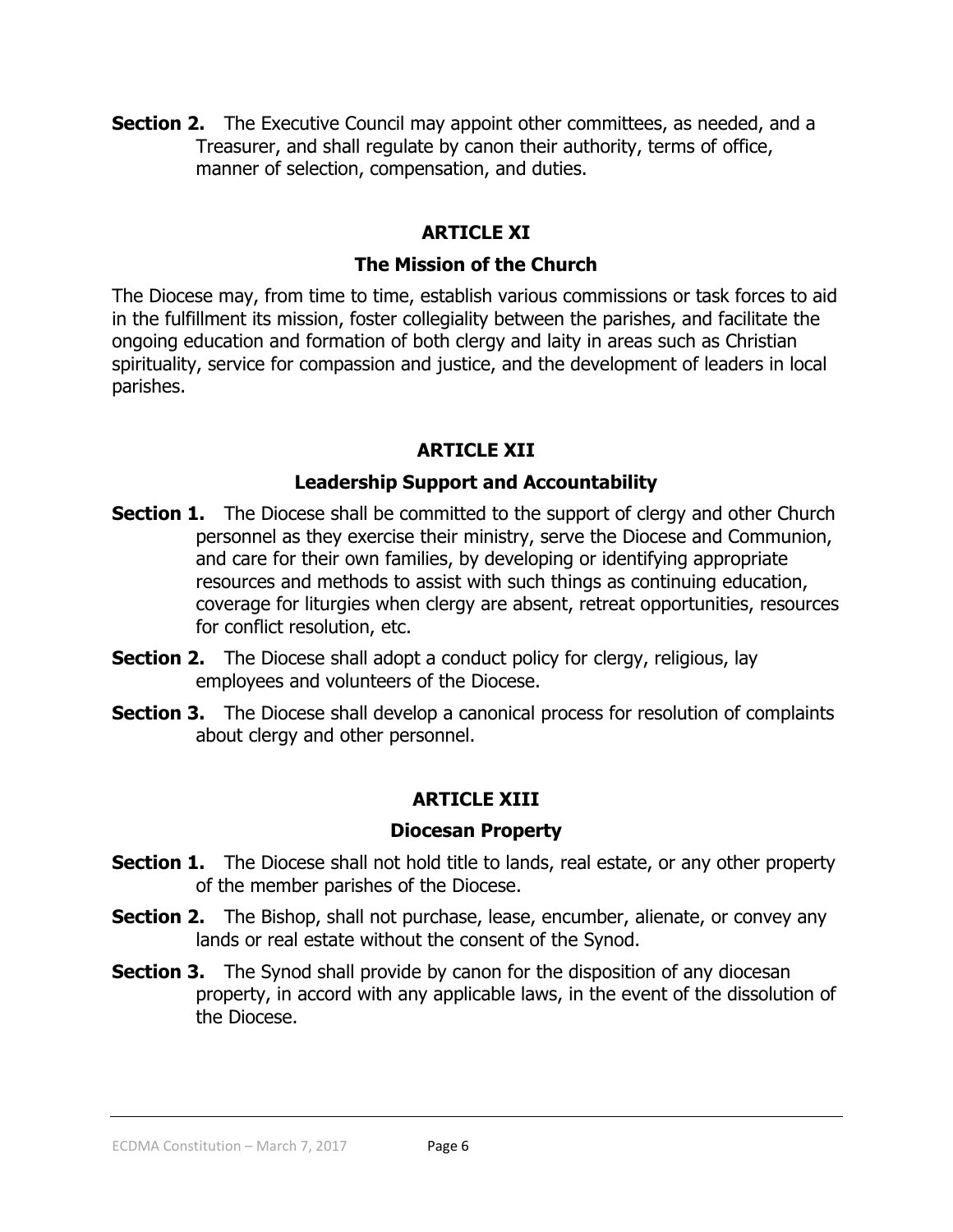**Section 2.** The Executive Council may appoint other committees, as needed, and a Treasurer, and shall regulate by canon their authority, terms of office, manner of selection, compensation, and duties.

## ARTICLE XI

### The Mission of the Church

The Diocese may, from time to time, establish various commissions or task forces to aid in the fulfillment its mission, foster collegiality between the parishes, and facilitate the ongoing education and formation of both clergy and laity in areas such as Christian spirituality, service for compassion and justice, and the development of leaders in local parishes.

## ARTICLE XII

### Leadership Support and Accountability

**Section 1.** The Diocese shall be committed to the support of clergy and other Church personnel as they exercise their ministry, serve the Diocese and Communion, and care for their own families, by developing or identifying appropriate resources and methods to assist with such things as continuing education, coverage for liturgies when clergy are absent, retreat opportunities, resources for conflict resolution, etc.

**Section 2.** The Diocese shall adopt a conduct policy for clergy, religious, lay employees and volunteers of the Diocese.

**Section 3.** The Diocese shall develop a canonical process for resolution of complaints about clergy and other personnel.

## ARTICLE XIII

### Diocesan Property

**Section 1.** The Diocese shall not hold title to lands, real estate, or any other property of the member parishes of the Diocese.

**Section 2.** The Bishop, shall not purchase, lease, encumber, alienate, or convey any lands or real estate without the consent of the Synod.

**Section 3.** The Synod shall provide by canon for the disposition of any diocesan property, in accord with any applicable laws, in the event of the dissolution of the Diocese.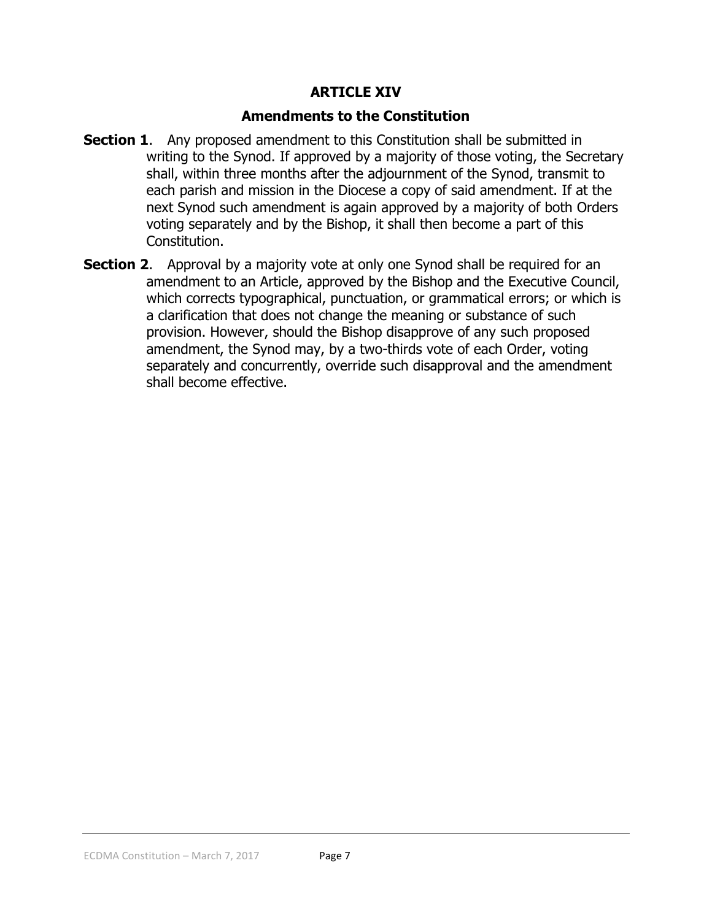## ARTICLE XIV

### Amendments to the Constitution

**Section 1**. Any proposed amendment to this Constitution shall be submitted in writing to the Synod. If approved by a majority of those voting, the Secretary shall, within three months after the adjournment of the Synod, transmit to each parish and mission in the Diocese a copy of said amendment. If at the next Synod such amendment is again approved by a majority of both Orders voting separately and by the Bishop, it shall then become a part of this Constitution.

**Section 2**. Approval by a majority vote at only one Synod shall be required for an amendment to an Article, approved by the Bishop and the Executive Council, which corrects typographical, punctuation, or grammatical errors; or which is a clarification that does not change the meaning or substance of such provision. However, should the Bishop disapprove of any such proposed amendment, the Synod may, by a two-thirds vote of each Order, voting separately and concurrently, override such disapproval and the amendment shall become effective.